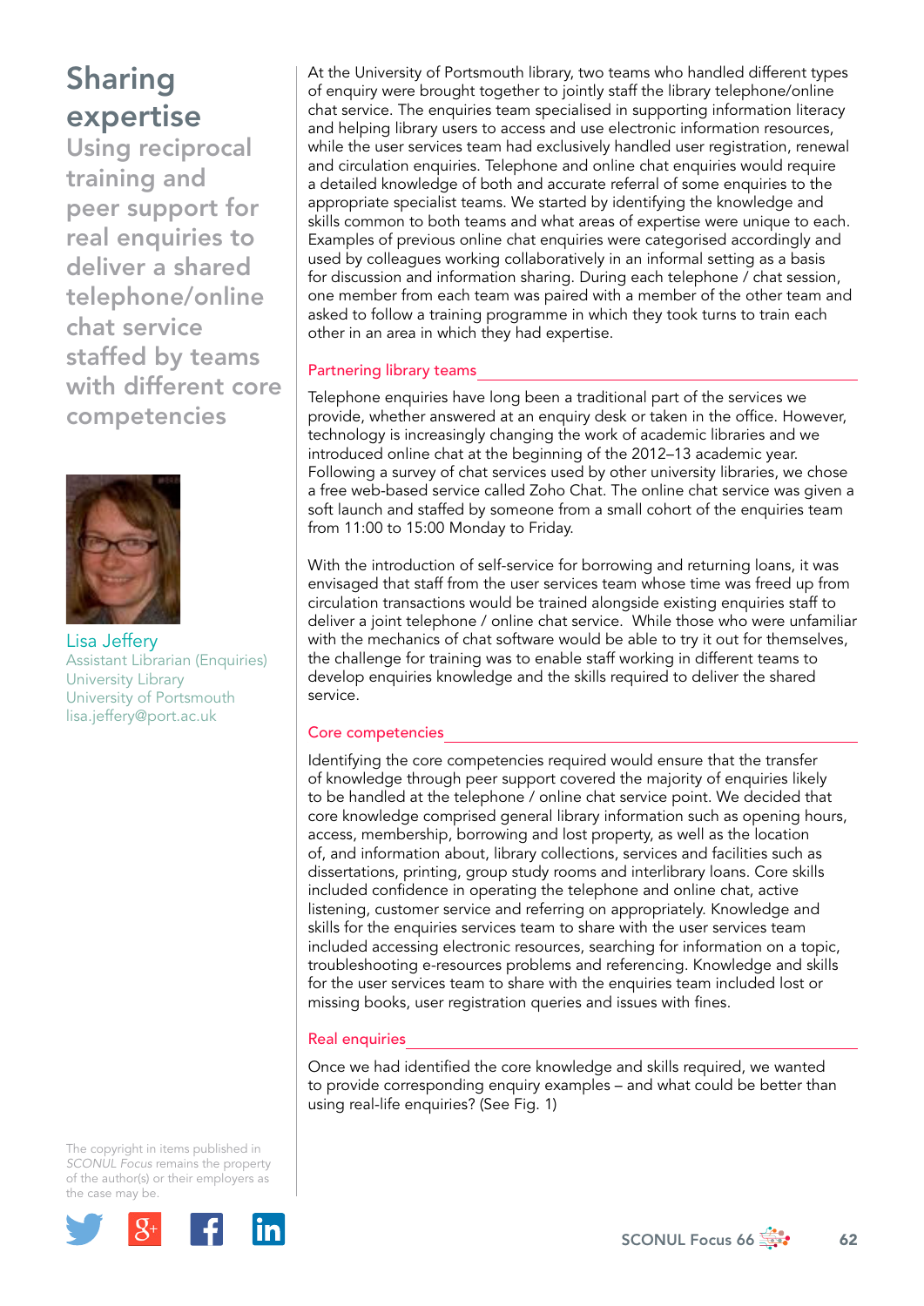# Sharing expertise

## Using reciprocal training and peer support for real enquiries to deliver a shared telephone/online chat service staffed by teams with different core competencies

Lisa Jeffery
Assistant Librarian (Enquiries)
University Library
University of Portsmouth
lisa.jeffery@port.ac.uk

At the University of Portsmouth library, two teams who handled different types of enquiry were brought together to jointly staff the library telephone/online chat service. The enquiries team specialised in supporting information literacy and helping library users to access and use electronic information resources, while the user services team had exclusively handled user registration, renewal and circulation enquiries. Telephone and online chat enquiries would require a detailed knowledge of both and accurate referral of some enquiries to the appropriate specialist teams. We started by identifying the knowledge and skills common to both teams and what areas of expertise were unique to each. Examples of previous online chat enquiries were categorised accordingly and used by colleagues working collaboratively in an informal setting as a basis for discussion and information sharing. During each telephone / chat session, one member from each team was paired with a member of the other team and asked to follow a training programme in which they took turns to train each other in an area in which they had expertise.

### Partnering library teams

Telephone enquiries have long been a traditional part of the services we provide, whether answered at an enquiry desk or taken in the office. However, technology is increasingly changing the work of academic libraries and we introduced online chat at the beginning of the 2012–13 academic year. Following a survey of chat services used by other university libraries, we chose a free web-based service called Zoho Chat. The online chat service was given a soft launch and staffed by someone from a small cohort of the enquiries team from 11:00 to 15:00 Monday to Friday.

With the introduction of self-service for borrowing and returning loans, it was envisaged that staff from the user services team whose time was freed up from circulation transactions would be trained alongside existing enquiries staff to deliver a joint telephone / online chat service. While those who were unfamiliar with the mechanics of chat software would be able to try it out for themselves, the challenge for training was to enable staff working in different teams to develop enquiries knowledge and the skills required to deliver the shared service.

### Core competencies

Identifying the core competencies required would ensure that the transfer of knowledge through peer support covered the majority of enquiries likely to be handled at the telephone / online chat service point. We decided that core knowledge comprised general library information such as opening hours, access, membership, borrowing and lost property, as well as the location of, and information about, library collections, services and facilities such as dissertations, printing, group study rooms and interlibrary loans. Core skills included confidence in operating the telephone and online chat, active listening, customer service and referring on appropriately. Knowledge and skills for the enquiries services team to share with the user services team included accessing electronic resources, searching for information on a topic, troubleshooting e-resources problems and referencing. Knowledge and skills for the user services team to share with the enquiries team included lost or missing books, user registration queries and issues with fines.

### Real enquiries

Once we had identified the core knowledge and skills required, we wanted to provide corresponding enquiry examples – and what could be better than using real-life enquiries? (See Fig. 1)

The copyright in items published in *SCONUL Focus* remains the property of the author(s) or their employers as the case may be.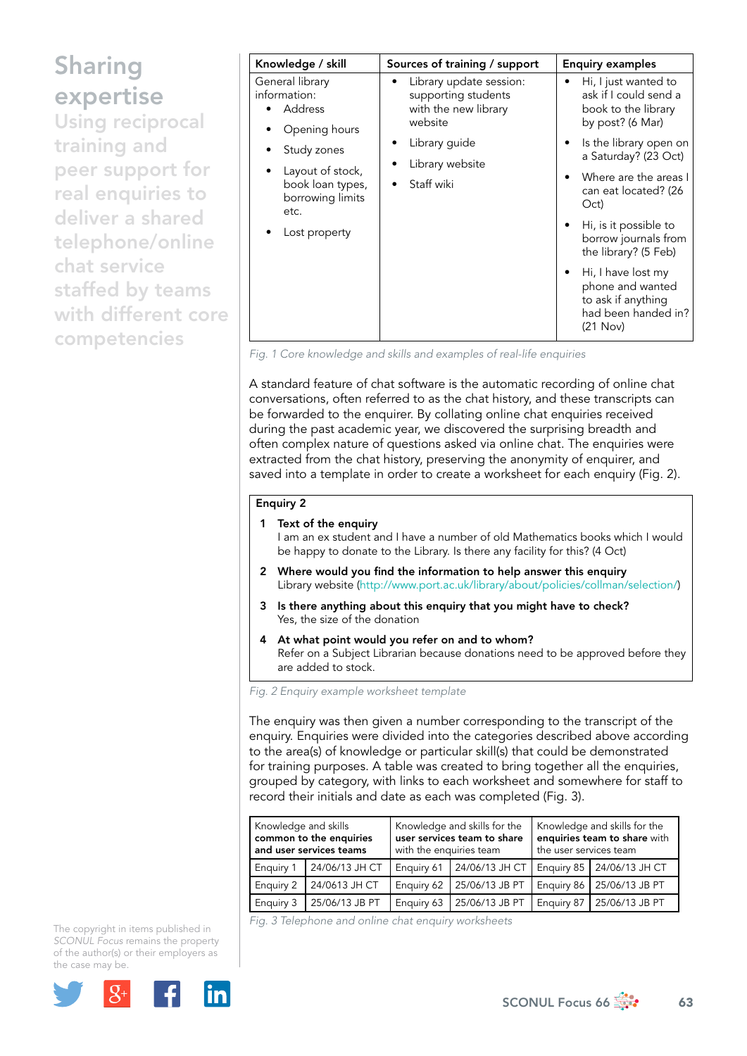# Sharing expertise

## Using reciprocal training and peer support for real enquiries to deliver a shared telephone/online chat service staffed by teams with different core competencies

| Knowledge / skill | Sources of training / support | Enquiry examples |
| --- | --- | --- |
| General library information:<br>• Address<br>• Opening hours<br>• Study zones<br>• Layout of stock, book loan types, borrowing limits etc.<br>• Lost property | • Library update session: supporting students with the new library website<br>• Library guide<br>• Library website<br>• Staff wiki | • Hi, I just wanted to ask if I could send a book to the library by post? (6 Mar)<br>• Is the library open on a Saturday? (23 Oct)<br>• Where are the areas I can eat located? (26 Oct)<br>• Hi, is it possible to borrow journals from the library? (5 Feb)<br>• Hi, I have lost my phone and wanted to ask if anything had been handed in? (21 Nov) |

*Fig. 1 Core knowledge and skills and examples of real-life enquiries*

A standard feature of chat software is the automatic recording of online chat conversations, often referred to as the chat history, and these transcripts can be forwarded to the enquirer. By collating online chat enquiries received during the past academic year, we discovered the surprising breadth and often complex nature of questions asked via online chat. The enquiries were extracted from the chat history, preserving the anonymity of enquirer, and saved into a template in order to create a worksheet for each enquiry (Fig. 2).

**Enquiry 2**

1. **Text of the enquiry**
   I am an ex student and I have a number of old Mathematics books which I would be happy to donate to the Library. Is there any facility for this? (4 Oct)
2. **Where would you find the information to help answer this enquiry**
   Library website (http://www.port.ac.uk/library/about/policies/collman/selection/)
3. **Is there anything about this enquiry that you might have to check?**
   Yes, the size of the donation
4. **At what point would you refer on and to whom?**
   Refer on a Subject Librarian because donations need to be approved before they are added to stock.

*Fig. 2 Enquiry example worksheet template*

The enquiry was then given a number corresponding to the transcript of the enquiry. Enquiries were divided into the categories described above according to the area(s) of knowledge or particular skill(s) that could be demonstrated for training purposes. A table was created to bring together all the enquiries, grouped by category, with links to each worksheet and somewhere for staff to record their initials and date as each was completed (Fig. 3).

| Knowledge and skills **common to the enquiries and user services teams** | | Knowledge and skills for the **user services team to share** with the enquiries team | | Knowledge and skills for the **enquiries team to share** with the user services team | |
| --- | --- | --- | --- | --- | --- |
| Enquiry 1 | 24/06/13 JH CT | Enquiry 61 | 24/06/13 JH CT | Enquiry 85 | 24/06/13 JH CT |
| Enquiry 2 | 24/0613 JH CT | Enquiry 62 | 25/06/13 JB PT | Enquiry 86 | 25/06/13 JB PT |
| Enquiry 3 | 25/06/13 JB PT | Enquiry 63 | 25/06/13 JB PT | Enquiry 87 | 25/06/13 JB PT |

*Fig. 3 Telephone and online chat enquiry worksheets*

The copyright in items published in *SCONUL Focus* remains the property of the author(s) or their employers as the case may be.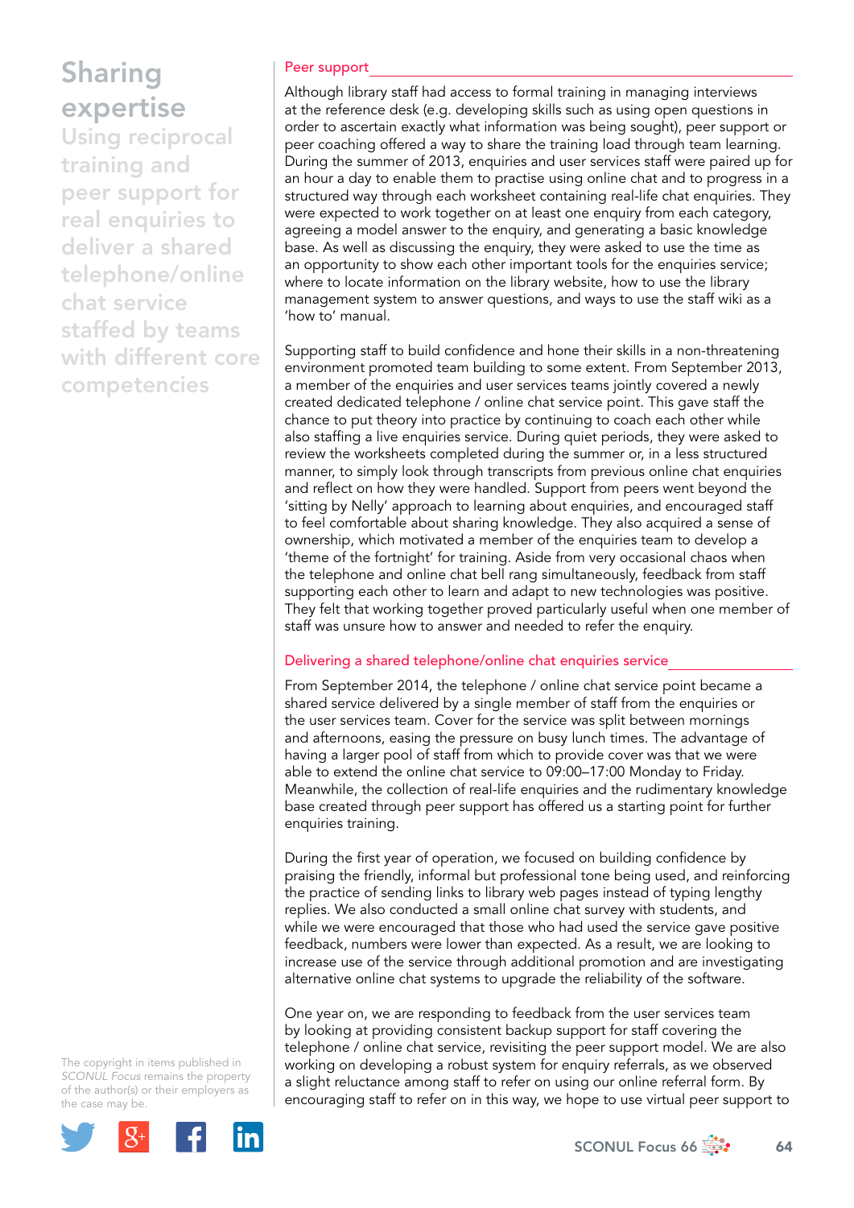## Peer support

Although library staff had access to formal training in managing interviews at the reference desk (e.g. developing skills such as using open questions in order to ascertain exactly what information was being sought), peer support or peer coaching offered a way to share the training load through team learning. During the summer of 2013, enquiries and user services staff were paired up for an hour a day to enable them to practise using online chat and to progress in a structured way through each worksheet containing real-life chat enquiries. They were expected to work together on at least one enquiry from each category, agreeing a model answer to the enquiry, and generating a basic knowledge base. As well as discussing the enquiry, they were asked to use the time as an opportunity to show each other important tools for the enquiries service; where to locate information on the library website, how to use the library management system to answer questions, and ways to use the staff wiki as a 'how to' manual.

Supporting staff to build confidence and hone their skills in a non-threatening environment promoted team building to some extent. From September 2013, a member of the enquiries and user services teams jointly covered a newly created dedicated telephone / online chat service point. This gave staff the chance to put theory into practice by continuing to coach each other while also staffing a live enquiries service. During quiet periods, they were asked to review the worksheets completed during the summer or, in a less structured manner, to simply look through transcripts from previous online chat enquiries and reflect on how they were handled. Support from peers went beyond the 'sitting by Nelly' approach to learning about enquiries, and encouraged staff to feel comfortable about sharing knowledge. They also acquired a sense of ownership, which motivated a member of the enquiries team to develop a 'theme of the fortnight' for training. Aside from very occasional chaos when the telephone and online chat bell rang simultaneously, feedback from staff supporting each other to learn and adapt to new technologies was positive. They felt that working together proved particularly useful when one member of staff was unsure how to answer and needed to refer the enquiry.

## Delivering a shared telephone/online chat enquiries service

From September 2014, the telephone / online chat service point became a shared service delivered by a single member of staff from the enquiries or the user services team. Cover for the service was split between mornings and afternoons, easing the pressure on busy lunch times. The advantage of having a larger pool of staff from which to provide cover was that we were able to extend the online chat service to 09:00–17:00 Monday to Friday. Meanwhile, the collection of real-life enquiries and the rudimentary knowledge base created through peer support has offered us a starting point for further enquiries training.

During the first year of operation, we focused on building confidence by praising the friendly, informal but professional tone being used, and reinforcing the practice of sending links to library web pages instead of typing lengthy replies. We also conducted a small online chat survey with students, and while we were encouraged that those who had used the service gave positive feedback, numbers were lower than expected. As a result, we are looking to increase use of the service through additional promotion and are investigating alternative online chat systems to upgrade the reliability of the software.

One year on, we are responding to feedback from the user services team by looking at providing consistent backup support for staff covering the telephone / online chat service, revisiting the peer support model. We are also working on developing a robust system for enquiry referrals, as we observed a slight reluctance among staff to refer on using our online referral form. By encouraging staff to refer on in this way, we hope to use virtual peer support to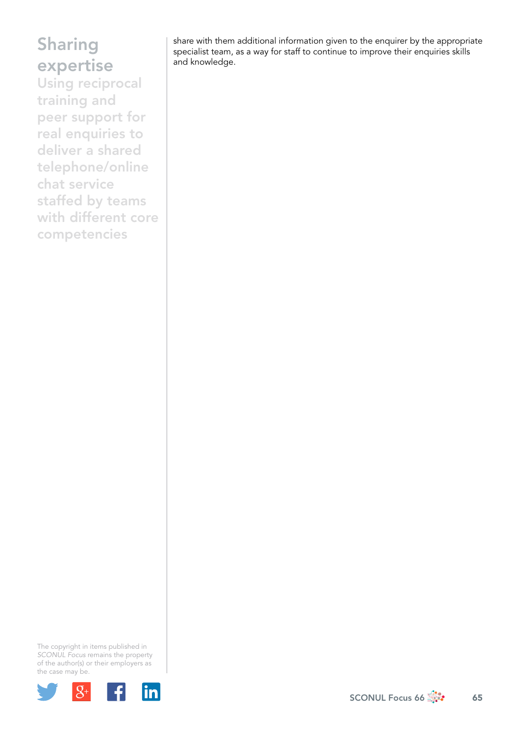share with them additional information given to the enquirer by the appropriate specialist team, as a way for staff to continue to improve their enquiries skills and knowledge.